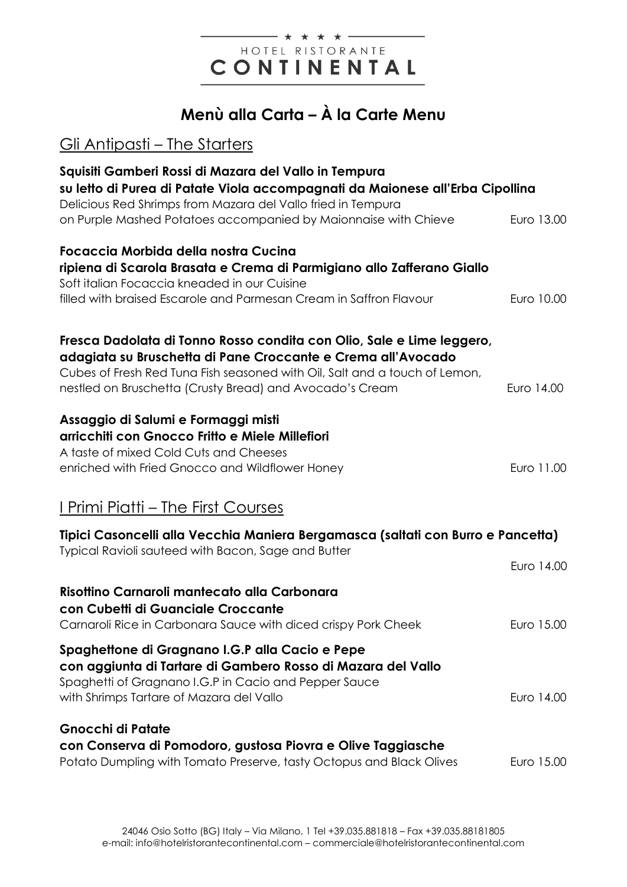★ ★ ★ ★

HOTEL RISTORANTE

**CONTINENTAL**

# Menù alla Carta – À la Carte Menu

## Gli Antipasti – The Starters

**Squisiti Gamberi Rossi di Mazara del Vallo in Tempura**
**su letto di Purea di Patate Viola accompagnati da Maionese all'Erba Cipollina**
Delicious Red Shrimps from Mazara del Vallo fried in Tempura
on Purple Mashed Potatoes accompanied by Maionnaise with Chieve — Euro 13.00

**Focaccia Morbida della nostra Cucina**
**ripiena di Scarola Brasata e Crema di Parmigiano allo Zafferano Giallo**
Soft italian Focaccia kneaded in our Cuisine
filled with braised Escarole and Parmesan Cream in Saffron Flavour — Euro 10.00

**Fresca Dadolata di Tonno Rosso condita con Olio, Sale e Lime leggero,**
**adagiata su Bruschetta di Pane Croccante e Crema all'Avocado**
Cubes of Fresh Red Tuna Fish seasoned with Oil, Salt and a touch of Lemon,
nestled on Bruschetta (Crusty Bread) and Avocado's Cream — Euro 14.00

**Assaggio di Salumi e Formaggi misti**
**arricchiti con Gnocco Fritto e Miele Millefiori**
A taste of mixed Cold Cuts and Cheeses
enriched with Fried Gnocco and Wildflower Honey — Euro 11.00

## I Primi Piatti – The First Courses

**Tipici Casoncelli alla Vecchia Maniera Bergamasca (saltati con Burro e Pancetta)**
Typical Ravioli sauteed with Bacon, Sage and Butter — Euro 14.00

**Risottino Carnaroli mantecato alla Carbonara**
**con Cubetti di Guanciale Croccante**
Carnaroli Rice in Carbonara Sauce with diced crispy Pork Cheek — Euro 15.00

**Spaghettone di Gragnano I.G.P alla Cacio e Pepe**
**con aggiunta di Tartare di Gambero Rosso di Mazara del Vallo**
Spaghetti of Gragnano I.G.P in Cacio and Pepper Sauce
with Shrimps Tartare of Mazara del Vallo — Euro 14.00

**Gnocchi di Patate**
**con Conserva di Pomodoro, gustosa Piovra e Olive Taggiasche**
Potato Dumpling with Tomato Preserve, tasty Octopus and Black Olives — Euro 15.00

24046 Osio Sotto (BG) Italy – Via Milano, 1 Tel +39.035.881818 – Fax +39.035.88181805
e-mail: info@hotelristorantecontinental.com – commerciale@hotelristorantecontinental.com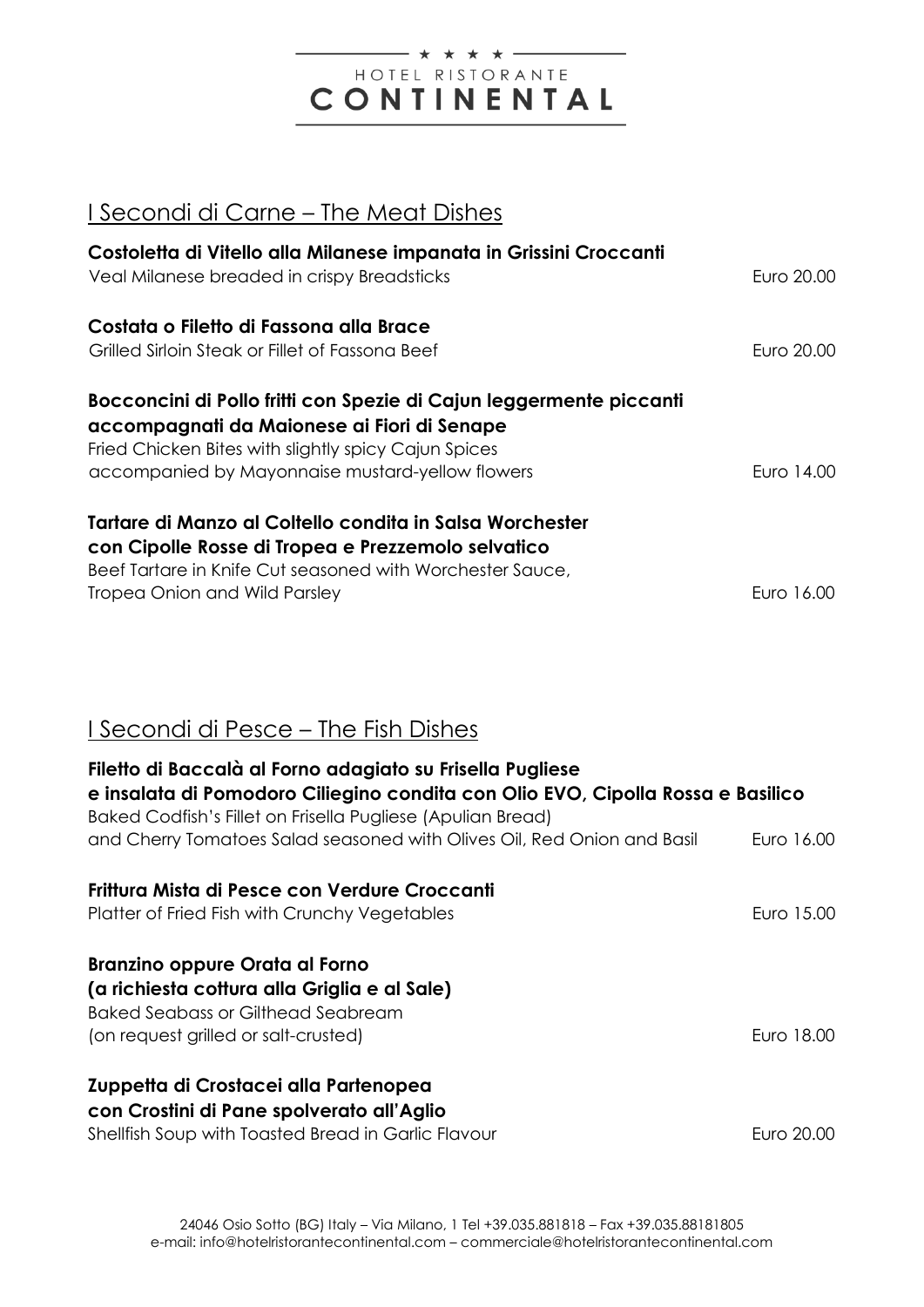★ ★ ★ ★
HOTEL RISTORANTE
**CONTINENTAL**

## I Secondi di Carne – The Meat Dishes

**Costoletta di Vitello alla Milanese impanata in Grissini Croccanti**
Veal Milanese breaded in crispy Breadsticks — Euro 20.00

**Costata o Filetto di Fassona alla Brace**
Grilled Sirloin Steak or Fillet of Fassona Beef — Euro 20.00

**Bocconcini di Pollo fritti con Spezie di Cajun leggermente piccanti accompagnati da Maionese ai Fiori di Senape**
Fried Chicken Bites with slightly spicy Cajun Spices accompanied by Mayonnaise mustard-yellow flowers — Euro 14.00

**Tartare di Manzo al Coltello condita in Salsa Worchester con Cipolle Rosse di Tropea e Prezzemolo selvatico**
Beef Tartare in Knife Cut seasoned with Worchester Sauce, Tropea Onion and Wild Parsley — Euro 16.00

## I Secondi di Pesce – The Fish Dishes

**Filetto di Baccalà al Forno adagiato su Frisella Pugliese e insalata di Pomodoro Ciliegino condita con Olio EVO, Cipolla Rossa e Basilico**
Baked Codfish's Fillet on Frisella Pugliese (Apulian Bread) and Cherry Tomatoes Salad seasoned with Olives Oil, Red Onion and Basil — Euro 16.00

**Frittura Mista di Pesce con Verdure Croccanti**
Platter of Fried Fish with Crunchy Vegetables — Euro 15.00

**Branzino oppure Orata al Forno (a richiesta cottura alla Griglia e al Sale)**
Baked Seabass or Gilthead Seabream (on request grilled or salt-crusted) — Euro 18.00

**Zuppetta di Crostacei alla Partenopea con Crostini di Pane spolverato all'Aglio**
Shellfish Soup with Toasted Bread in Garlic Flavour — Euro 20.00

24046 Osio Sotto (BG) Italy – Via Milano, 1 Tel +39.035.881818 – Fax +39.035.88181805
e-mail: info@hotelristorantecontinental.com – commerciale@hotelristorantecontinental.com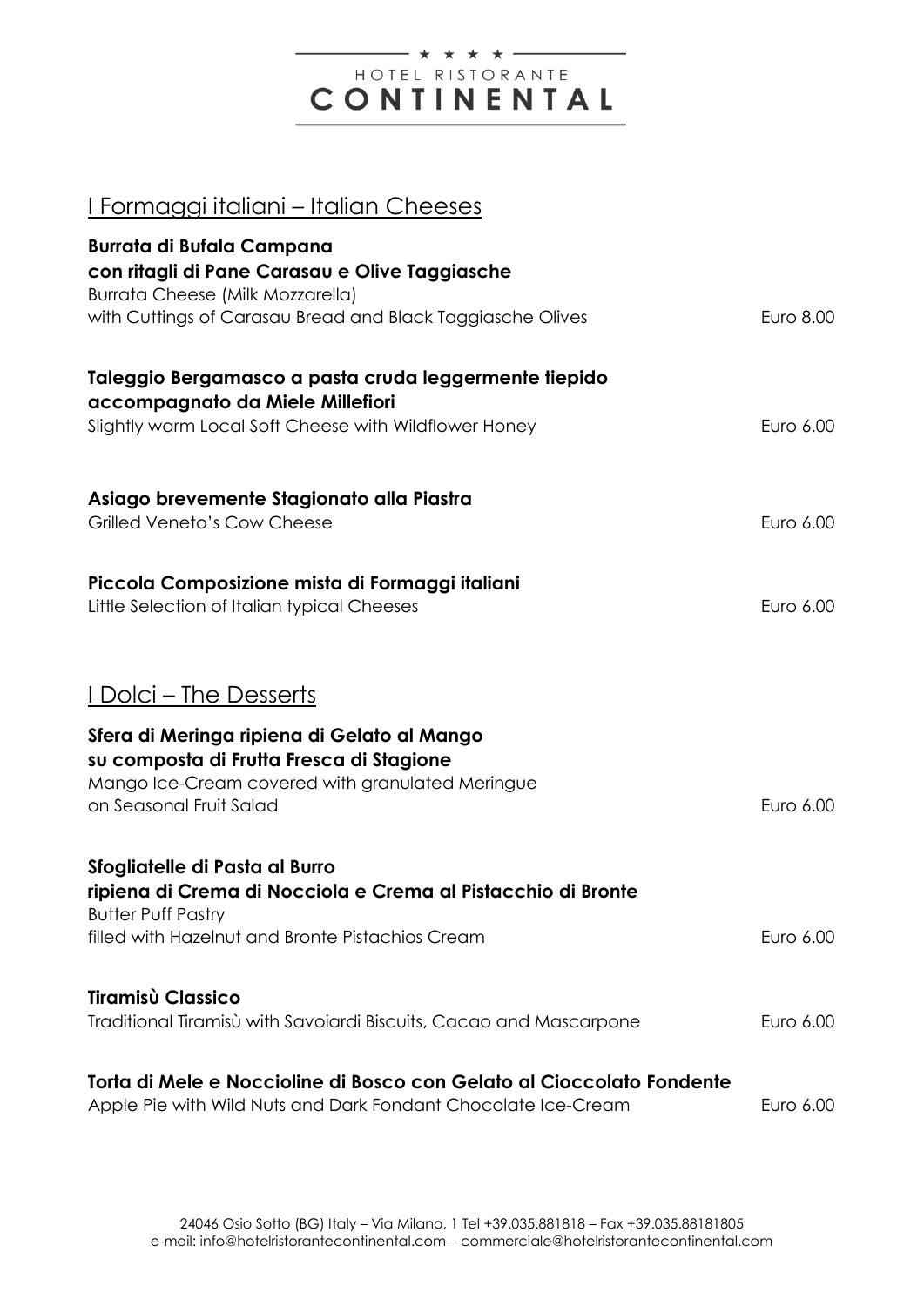★ ★ ★ ★

HOTEL RISTORANTE

# CONTINENTAL

## I Formaggi italiani – Italian Cheeses

**Burrata di Bufala Campana**
**con ritagli di Pane Carasau e Olive Taggiasche**
Burrata Cheese (Milk Mozzarella)
with Cuttings of Carasau Bread and Black Taggiasche Olives — Euro 8.00

**Taleggio Bergamasco a pasta cruda leggermente tiepido**
**accompagnato da Miele Millefiori**
Slightly warm Local Soft Cheese with Wildflower Honey — Euro 6.00

**Asiago brevemente Stagionato alla Piastra**
Grilled Veneto's Cow Cheese — Euro 6.00

**Piccola Composizione mista di Formaggi italiani**
Little Selection of Italian typical Cheeses — Euro 6.00

## I Dolci – The Desserts

**Sfera di Meringa ripiena di Gelato al Mango**
**su composta di Frutta Fresca di Stagione**
Mango Ice-Cream covered with granulated Meringue
on Seasonal Fruit Salad — Euro 6.00

**Sfogliatelle di Pasta al Burro**
**ripiena di Crema di Nocciola e Crema al Pistacchio di Bronte**
Butter Puff Pastry
filled with Hazelnut and Bronte Pistachios Cream — Euro 6.00

**Tiramisù Classico**
Traditional Tiramisù with Savoiardi Biscuits, Cacao and Mascarpone — Euro 6.00

**Torta di Mele e Noccioline di Bosco con Gelato al Cioccolato Fondente**
Apple Pie with Wild Nuts and Dark Fondant Chocolate Ice-Cream — Euro 6.00

24046 Osio Sotto (BG) Italy – Via Milano, 1 Tel +39.035.881818 – Fax +39.035.88181805
e-mail: info@hotelristorantecontinental.com – commerciale@hotelristorantecontinental.com